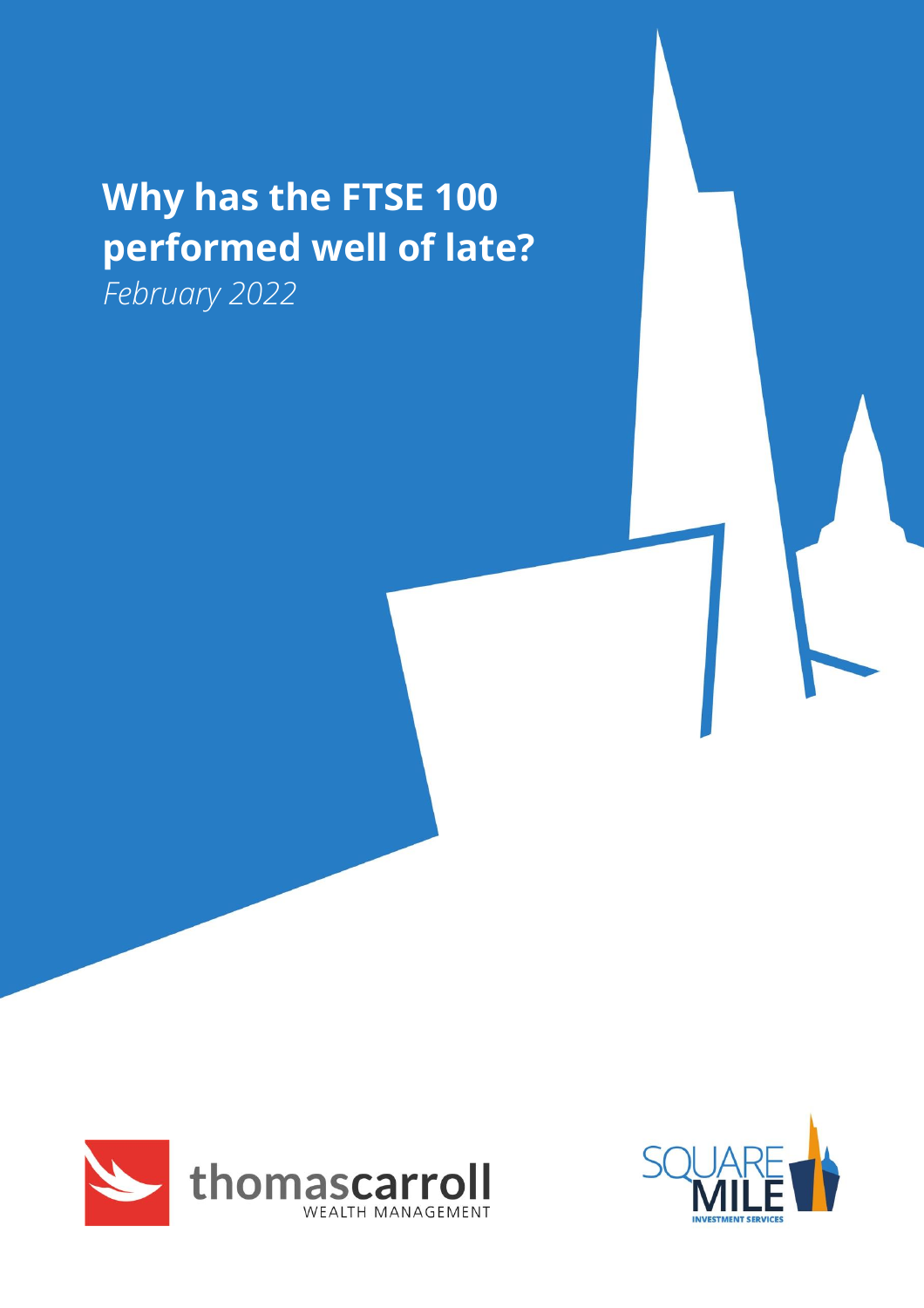# Why has the FTSE 100 performed well of late?

*February 2022*

thomascarroll WEALTH MANAGEMENT

SQUARE MILE INVESTMENT SERVICES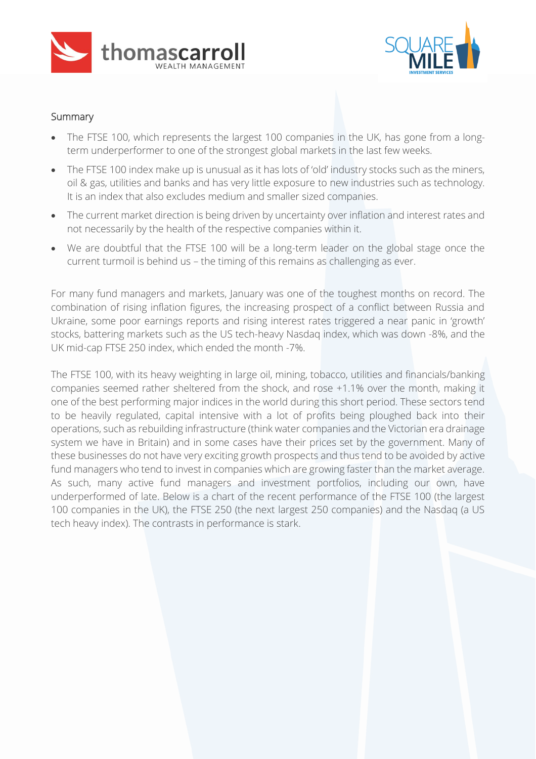## Summary

- The FTSE 100, which represents the largest 100 companies in the UK, has gone from a long-term underperformer to one of the strongest global markets in the last few weeks.
- The FTSE 100 index make up is unusual as it has lots of 'old' industry stocks such as the miners, oil & gas, utilities and banks and has very little exposure to new industries such as technology. It is an index that also excludes medium and smaller sized companies.
- The current market direction is being driven by uncertainty over inflation and interest rates and not necessarily by the health of the respective companies within it.
- We are doubtful that the FTSE 100 will be a long-term leader on the global stage once the current turmoil is behind us – the timing of this remains as challenging as ever.

For many fund managers and markets, January was one of the toughest months on record. The combination of rising inflation figures, the increasing prospect of a conflict between Russia and Ukraine, some poor earnings reports and rising interest rates triggered a near panic in 'growth' stocks, battering markets such as the US tech-heavy Nasdaq index, which was down -8%, and the UK mid-cap FTSE 250 index, which ended the month -7%.

The FTSE 100, with its heavy weighting in large oil, mining, tobacco, utilities and financials/banking companies seemed rather sheltered from the shock, and rose +1.1% over the month, making it one of the best performing major indices in the world during this short period. These sectors tend to be heavily regulated, capital intensive with a lot of profits being ploughed back into their operations, such as rebuilding infrastructure (think water companies and the Victorian era drainage system we have in Britain) and in some cases have their prices set by the government. Many of these businesses do not have very exciting growth prospects and thus tend to be avoided by active fund managers who tend to invest in companies which are growing faster than the market average. As such, many active fund managers and investment portfolios, including our own, have underperformed of late. Below is a chart of the recent performance of the FTSE 100 (the largest 100 companies in the UK), the FTSE 250 (the next largest 250 companies) and the Nasdaq (a US tech heavy index). The contrasts in performance is stark.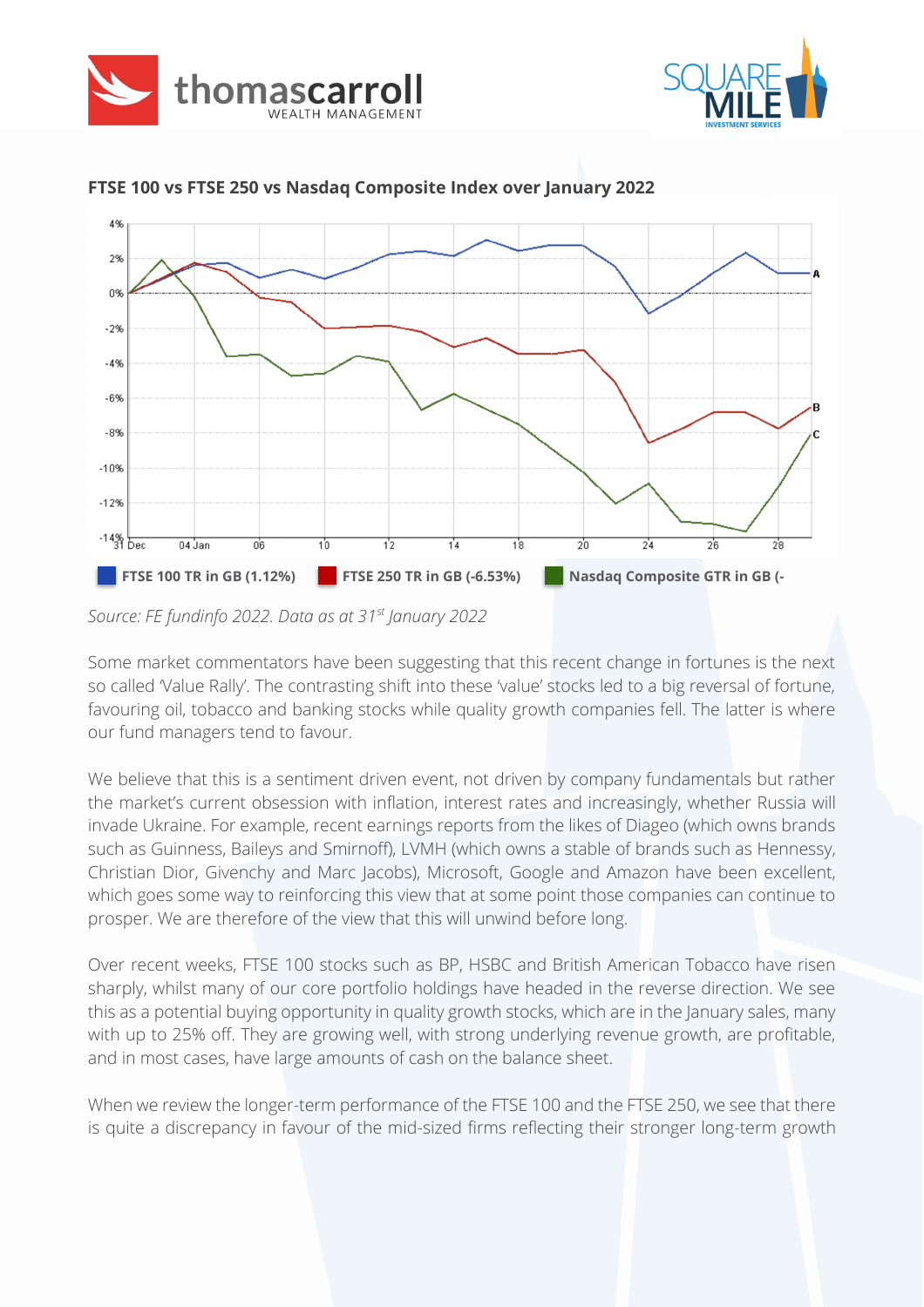**FTSE 100 vs FTSE 250 vs Nasdaq Composite Index over January 2022**

FTSE 100 TR in GB (1.12%) | FTSE 250 TR in GB (-6.53%) | Nasdaq Composite GTR in GB (-

*Source: FE fundinfo 2022. Data as at 31st January 2022*

Some market commentators have been suggesting that this recent change in fortunes is the next so called 'Value Rally'. The contrasting shift into these 'value' stocks led to a big reversal of fortune, favouring oil, tobacco and banking stocks while quality growth companies fell. The latter is where our fund managers tend to favour.

We believe that this is a sentiment driven event, not driven by company fundamentals but rather the market's current obsession with inflation, interest rates and increasingly, whether Russia will invade Ukraine. For example, recent earnings reports from the likes of Diageo (which owns brands such as Guinness, Baileys and Smirnoff), LVMH (which owns a stable of brands such as Hennessy, Christian Dior, Givenchy and Marc Jacobs), Microsoft, Google and Amazon have been excellent, which goes some way to reinforcing this view that at some point those companies can continue to prosper. We are therefore of the view that this will unwind before long.

Over recent weeks, FTSE 100 stocks such as BP, HSBC and British American Tobacco have risen sharply, whilst many of our core portfolio holdings have headed in the reverse direction. We see this as a potential buying opportunity in quality growth stocks, which are in the January sales, many with up to 25% off. They are growing well, with strong underlying revenue growth, are profitable, and in most cases, have large amounts of cash on the balance sheet.

When we review the longer-term performance of the FTSE 100 and the FTSE 250, we see that there is quite a discrepancy in favour of the mid-sized firms reflecting their stronger long-term growth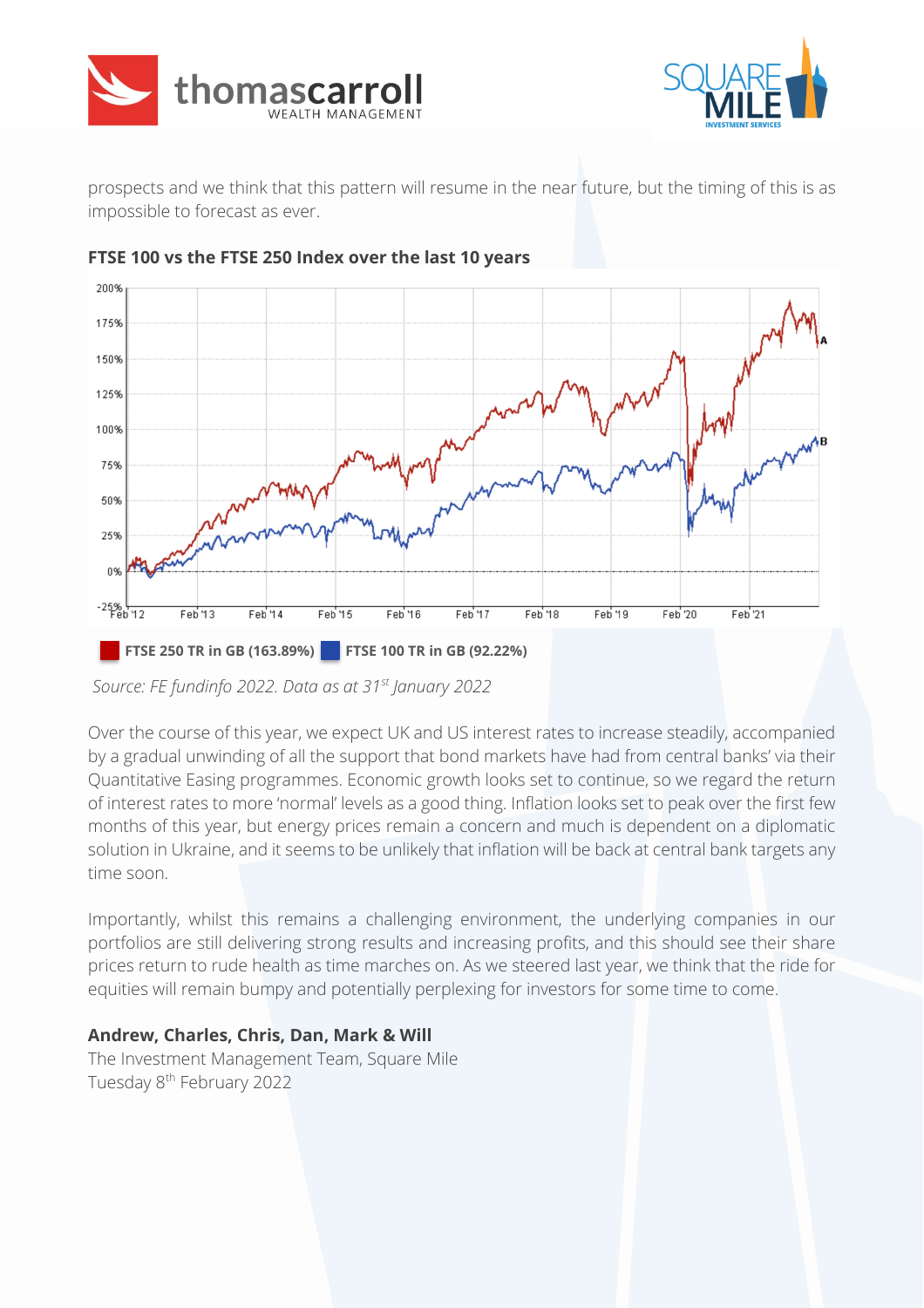prospects and we think that this pattern will resume in the near future, but the timing of this is as impossible to forecast as ever.

**FTSE 100 vs the FTSE 250 Index over the last 10 years**

FTSE 250 TR in GB (163.89%) FTSE 100 TR in GB (92.22%)

*Source: FE fundinfo 2022. Data as at 31st January 2022*

Over the course of this year, we expect UK and US interest rates to increase steadily, accompanied by a gradual unwinding of all the support that bond markets have had from central banks' via their Quantitative Easing programmes. Economic growth looks set to continue, so we regard the return of interest rates to more 'normal' levels as a good thing. Inflation looks set to peak over the first few months of this year, but energy prices remain a concern and much is dependent on a diplomatic solution in Ukraine, and it seems to be unlikely that inflation will be back at central bank targets any time soon.

Importantly, whilst this remains a challenging environment, the underlying companies in our portfolios are still delivering strong results and increasing profits, and this should see their share prices return to rude health as time marches on. As we steered last year, we think that the ride for equities will remain bumpy and potentially perplexing for investors for some time to come.

**Andrew, Charles, Chris, Dan, Mark & Will**
The Investment Management Team, Square Mile
Tuesday 8th February 2022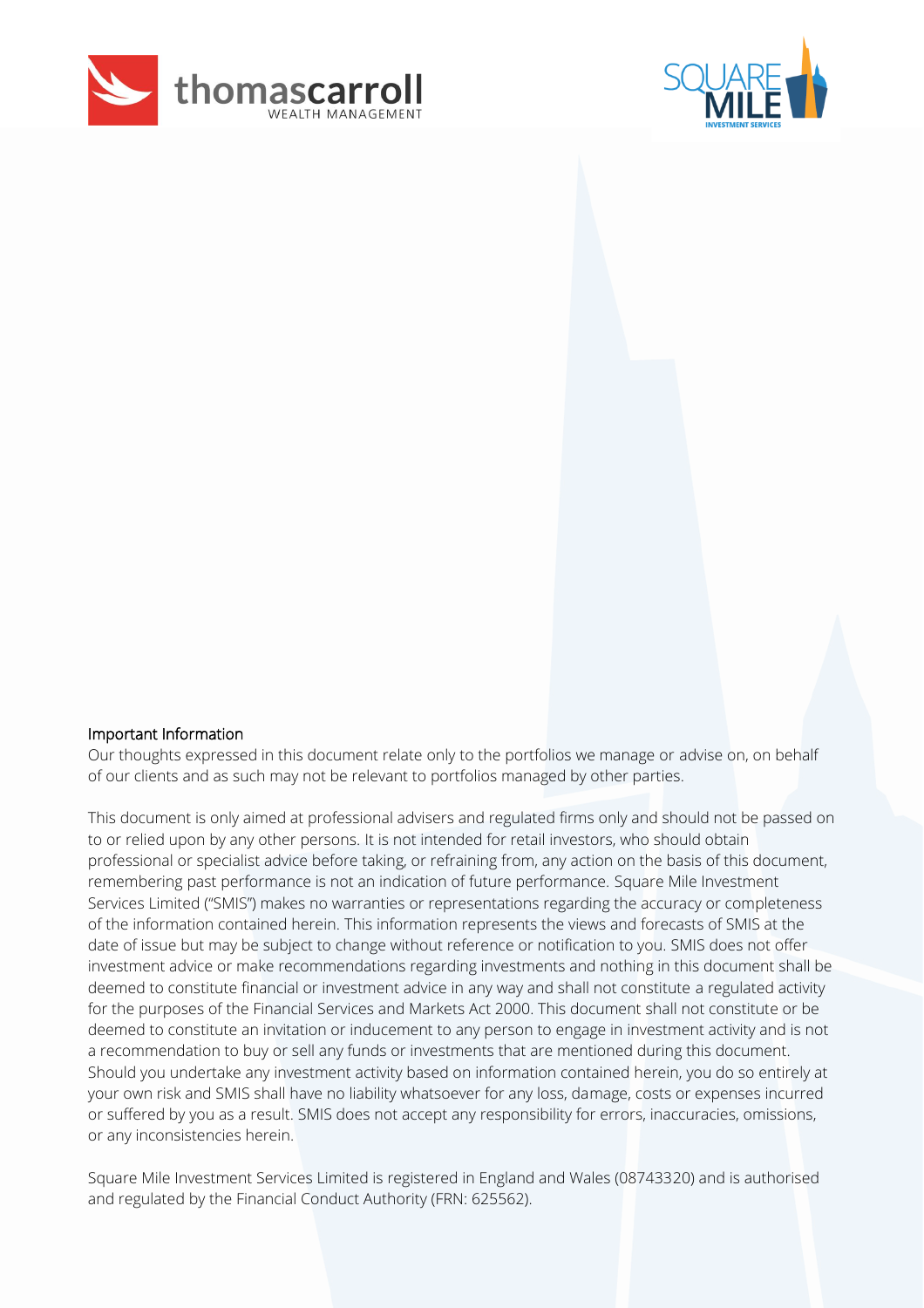## Important Information

Our thoughts expressed in this document relate only to the portfolios we manage or advise on, on behalf of our clients and as such may not be relevant to portfolios managed by other parties.

This document is only aimed at professional advisers and regulated firms only and should not be passed on to or relied upon by any other persons. It is not intended for retail investors, who should obtain professional or specialist advice before taking, or refraining from, any action on the basis of this document, remembering past performance is not an indication of future performance. Square Mile Investment Services Limited ("SMIS") makes no warranties or representations regarding the accuracy or completeness of the information contained herein. This information represents the views and forecasts of SMIS at the date of issue but may be subject to change without reference or notification to you. SMIS does not offer investment advice or make recommendations regarding investments and nothing in this document shall be deemed to constitute financial or investment advice in any way and shall not constitute a regulated activity for the purposes of the Financial Services and Markets Act 2000. This document shall not constitute or be deemed to constitute an invitation or inducement to any person to engage in investment activity and is not a recommendation to buy or sell any funds or investments that are mentioned during this document. Should you undertake any investment activity based on information contained herein, you do so entirely at your own risk and SMIS shall have no liability whatsoever for any loss, damage, costs or expenses incurred or suffered by you as a result. SMIS does not accept any responsibility for errors, inaccuracies, omissions, or any inconsistencies herein.

Square Mile Investment Services Limited is registered in England and Wales (08743320) and is authorised and regulated by the Financial Conduct Authority (FRN: 625562).